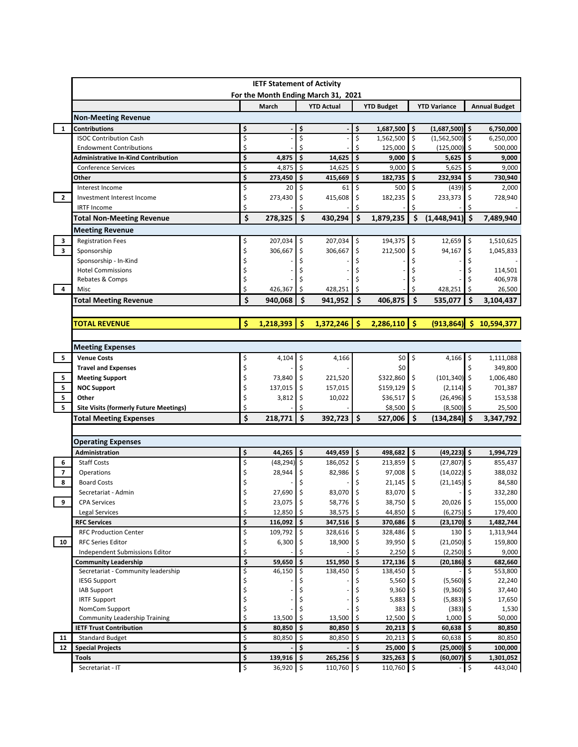# IETF Statement of Activity

## For the Month Ending March 31, 2021

| | | March | YTD Actual | YTD Budget | YTD Variance | Annual Budget |
|---|---|---|---|---|---|---|
| | **Non-Meeting Revenue** | | | | | |
| 1 | **Contributions** | **$ -** | **$ -** | **$ 1,687,500** | **$ (1,687,500)** | **$ 6,750,000** |
| | ISOC Contribution Cash | $ - | $ - | $ 1,562,500 | $ (1,562,500) | $ 6,250,000 |
| | Endowment Contributions | $ - | $ - | $ 125,000 | $ (125,000) | $ 500,000 |
| | **Administrative In-Kind Contribution** | **$ 4,875** | **$ 14,625** | **$ 9,000** | **$ 5,625** | **$ 9,000** |
| | Conference Services | $ 4,875 | $ 14,625 | $ 9,000 | $ 5,625 | $ 9,000 |
| | **Other** | **$ 273,450** | **$ 415,669** | **$ 182,735** | **$ 232,934** | **$ 730,940** |
| | Interest Income | $ 20 | $ 61 | $ 500 | $ (439) | $ 2,000 |
| 2 | Investment Interest Income | $ 273,430 | $ 415,608 | $ 182,235 | $ 233,373 | $ 728,940 |
| | IRTF Income | $ - | $ - | $ - | $ - | $ - |
| | **Total Non-Meeting Revenue** | **$ 278,325** | **$ 430,294** | **$ 1,879,235** | **$ (1,448,941)** | **$ 7,489,940** |
| | **Meeting Revenue** | | | | | |
| 3 | Registration Fees | $ 207,034 | $ 207,034 | $ 194,375 | $ 12,659 | $ 1,510,625 |
| 3 | Sponsorship | $ 306,667 | $ 306,667 | $ 212,500 | $ 94,167 | $ 1,045,833 |
| | Sponsorship - In-Kind | $ - | $ - | $ - | $ - | $ - |
| | Hotel Commissions | $ - | $ - | $ - | $ - | $ 114,501 |
| | Rebates & Comps | $ - | $ - | $ - | $ - | $ 406,978 |
| 4 | Misc | $ 426,367 | $ 428,251 | $ - | $ 428,251 | $ 26,500 |
| | **Total Meeting Revenue** | **$ 940,068** | **$ 941,952** | **$ 406,875** | **$ 535,077** | **$ 3,104,437** |
| | | | | | | |
| | **TOTAL REVENUE** | **$ 1,218,393** | **$ 1,372,246** | **$ 2,286,110** | **$ (913,864)** | **$ 10,594,377** |
| | | | | | | |
| | **Meeting Expenses** | | | | | |
| 5 | **Venue Costs** | $ 4,104 | $ 4,166 | $0 | $ 4,166 | $ 1,111,088 |
| | **Travel and Expenses** | $ - | $ - | $0 | | $ 349,800 |
| 5 | **Meeting Support** | $ 73,840 | $ 221,520 | $322,860 | $ (101,340) | $ 1,006,480 |
| 5 | **NOC Support** | $ 137,015 | $ 157,015 | $159,129 | $ (2,114) | $ 701,387 |
| 5 | **Other** | $ 3,812 | $ 10,022 | $36,517 | $ (26,496) | $ 153,538 |
| 5 | **Site Visits (formerly Future Meetings)** | $ - | $ - | $8,500 | $ (8,500) | $ 25,500 |
| | **Total Meeting Expenses** | **$ 218,771** | **$ 392,723** | **$ 527,006** | **$ (134,284)** | **$ 3,347,792** |
| | | | | | | |
| | **Operating Expenses** | | | | | |
| | **Administration** | **$ 44,265** | **$ 449,459** | **$ 498,682** | **$ (49,223)** | **$ 1,994,729** |
| 6 | Staff Costs | $ (48,294) | $ 186,052 | $ 213,859 | $ (27,807) | $ 855,437 |
| 7 | Operations | $ 28,944 | $ 82,986 | $ 97,008 | $ (14,022) | $ 388,032 |
| 8 | Board Costs | $ - | $ - | $ 21,145 | $ (21,145) | $ 84,580 |
| | Secretariat - Admin | $ 27,690 | $ 83,070 | $ 83,070 | $ - | $ 332,280 |
| 9 | CPA Services | $ 23,075 | $ 58,776 | $ 38,750 | $ 20,026 | $ 155,000 |
| | Legal Services | $ 12,850 | $ 38,575 | $ 44,850 | $ (6,275) | $ 179,400 |
| | **RFC Services** | **$ 116,092** | **$ 347,516** | **$ 370,686** | **$ (23,170)** | **$ 1,482,744** |
| | RFC Production Center | $ 109,792 | $ 328,616 | $ 328,486 | $ 130 | $ 1,313,944 |
| 10 | RFC Series Editor | $ 6,300 | $ 18,900 | $ 39,950 | $ (21,050) | $ 159,800 |
| | Independent Submissions Editor | $ - | $ - | $ 2,250 | $ (2,250) | $ 9,000 |
| | **Community Leadership** | **$ 59,650** | **$ 151,950** | **$ 172,136** | **$ (20,186)** | **$ 682,660** |
| | Secretariat - Community leadership | $ 46,150 | $ 138,450 | $ 138,450 | $ - | $ 553,800 |
| | IESG Support | $ - | $ - | $ 5,560 | $ (5,560) | $ 22,240 |
| | IAB Support | $ - | $ - | $ 9,360 | $ (9,360) | $ 37,440 |
| | IRTF Support | $ - | $ - | $ 5,883 | $ (5,883) | $ 17,650 |
| | NomCom Support | $ - | $ - | $ 383 | $ (383) | $ 1,530 |
| | Community Leadership Training | $ 13,500 | $ 13,500 | $ 12,500 | $ 1,000 | $ 50,000 |
| | **IETF Trust Contribution** | **$ 80,850** | **$ 80,850** | **$ 20,213** | **$ 60,638** | **$ 80,850** |
| 11 | Standard Budget | $ 80,850 | $ 80,850 | $ 20,213 | $ 60,638 | $ 80,850 |
| 12 | **Special Projects** | **$ -** | **$ -** | **$ 25,000** | **$ (25,000)** | **$ 100,000** |
| | **Tools** | **$ 139,916** | **$ 265,256** | **$ 325,263** | **$ (60,007)** | **$ 1,301,052** |
| | Secretariat - IT | $ 36,920 | $ 110,760 | $ 110,760 | $ - | $ 443,040 |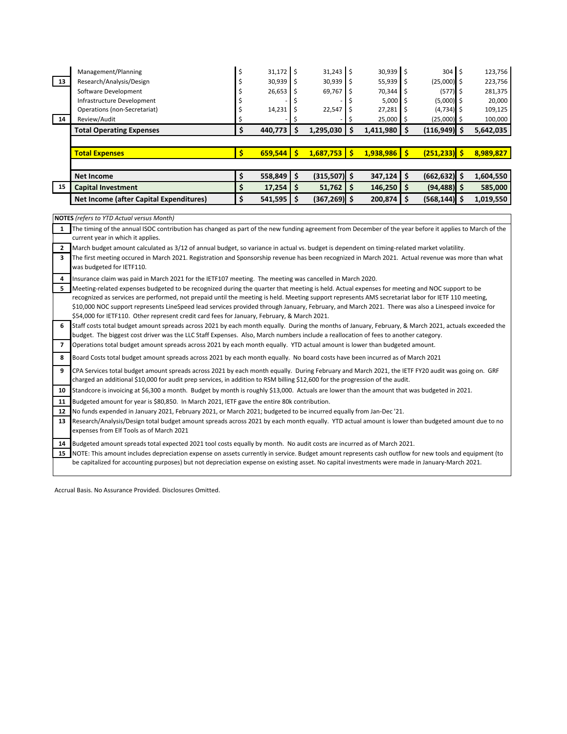| | | | | | | |
|---|---|---|---|---|---|---|
| | Management/Planning | $ 31,172 | $ 31,243 | $ 30,939 | $ 304 | $ 123,756 |
| 13 | Research/Analysis/Design | $ 30,939 | $ 30,939 | $ 55,939 | $ (25,000) | $ 223,756 |
| | Software Development | $ 26,653 | $ 69,767 | $ 70,344 | $ (577) | $ 281,375 |
| | Infrastructure Development | $ - | $ - | $ 5,000 | $ (5,000) | $ 20,000 |
| | Operations (non-Secretariat) | $ 14,231 | $ 22,547 | $ 27,281 | $ (4,734) | $ 109,125 |
| 14 | Review/Audit | $ - | $ - | $ 25,000 | $ (25,000) | $ 100,000 |
| | **Total Operating Expenses** | **$ 440,773** | **$ 1,295,030** | **$ 1,411,980** | **$ (116,949)** | **$ 5,642,035** |
| | | | | | | |
| | **Total Expenses** | **$ 659,544** | **$ 1,687,753** | **$ 1,938,986** | **$ (251,233)** | **$ 8,989,827** |
| | | | | | | |
| | **Net Income** | **$ 558,849** | **$ (315,507)** | **$ 347,124** | **$ (662,632)** | **$ 1,604,550** |
| 15 | **Capital Investment** | **$ 17,254** | **$ 51,762** | **$ 146,250** | **$ (94,488)** | **$ 585,000** |
| | **Net Income (after Capital Expenditures)** | **$ 541,595** | **$ (367,269)** | **$ 200,874** | **$ (568,144)** | **$ 1,019,550** |

**NOTES** *(refers to YTD Actual versus Month)*

| | |
|---|---|
| 1 | The timing of the annual ISOC contribution has changed as part of the new funding agreement from December of the year before it applies to March of the current year in which it applies. |
| 2 | March budget amount calculated as 3/12 of annual budget, so variance in actual vs. budget is dependent on timing-related market volatility. |
| 3 | The first meeting occured in March 2021. Registration and Sponsorship revenue has been recognized in March 2021. Actual revenue was more than what was budgeted for IETF110. |
| 4 | Insurance claim was paid in March 2021 for the IETF107 meeting. The meeting was cancelled in March 2020. |
| 5 | Meeting-related expenses budgeted to be recognized during the quarter that meeting is held. Actual expenses for meeting and NOC support to be recognized as services are performed, not prepaid until the meeting is held. Meeting support represents AMS secretariat labor for IETF 110 meeting, $10,000 NOC support represents LineSpeed lead services provided through January, February, and March 2021. There was also a Linespeed invoice for $54,000 for IETF110. Other represent credit card fees for January, February, & March 2021. |
| 6 | Staff costs total budget amount spreads across 2021 by each month equally. During the months of January, February, & March 2021, actuals exceeded the budget. The biggest cost driver was the LLC Staff Expenses. Also, March numbers include a reallocation of fees to another category. |
| 7 | Operations total budget amount spreads across 2021 by each month equally. YTD actual amount is lower than budgeted amount. |
| 8 | Board Costs total budget amount spreads across 2021 by each month equally. No board costs have been incurred as of March 2021 |
| 9 | CPA Services total budget amount spreads across 2021 by each month equally. During February and March 2021, the IETF FY20 audit was going on. GRF charged an additional $10,000 for audit prep services, in addition to RSM billing $12,600 for the progression of the audit. |
| 10 | Standcore is invoicing at $6,300 a month. Budget by month is roughly $13,000. Actuals are lower than the amount that was budgeted in 2021. |
| 11 | Budgeted amount for year is $80,850. In March 2021, IETF gave the entire 80k contribution. |
| 12 | No funds expended in January 2021, February 2021, or March 2021; budgeted to be incurred equally from Jan-Dec '21. |
| 13 | Research/Analysis/Design total budget amount spreads across 2021 by each month equally. YTD actual amount is lower than budgeted amount due to no expenses from Elf Tools as of March 2021 |
| 14 | Budgeted amount spreads total expected 2021 tool costs equally by month. No audit costs are incurred as of March 2021. |
| 15 | NOTE: This amount includes depreciation expense on assets currently in service. Budget amount represents cash outflow for new tools and equipment (to be capitalized for accounting purposes) but not depreciation expense on existing asset. No capital investments were made in January-March 2021. |

Accrual Basis. No Assurance Provided. Disclosures Omitted.